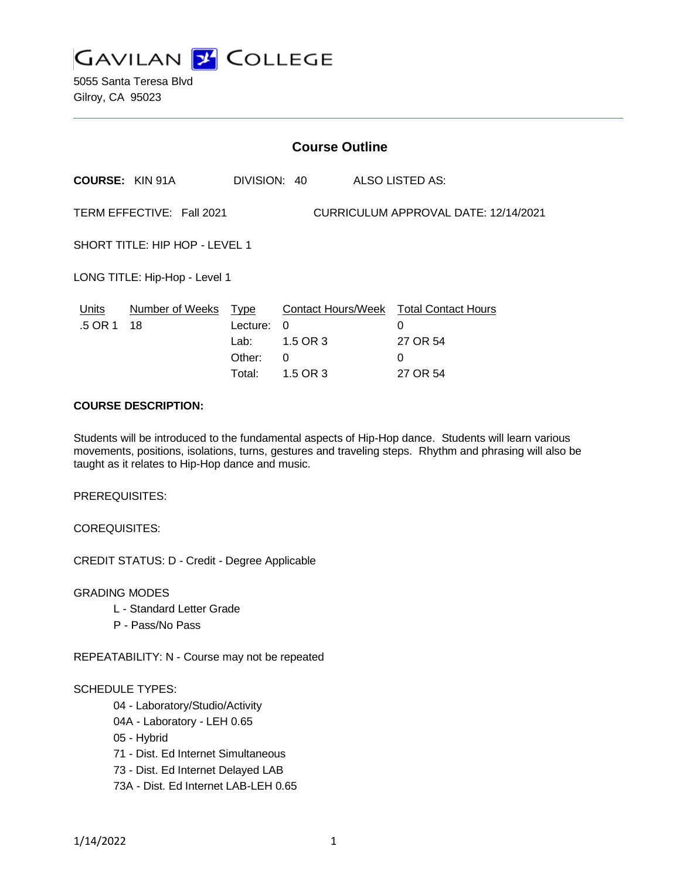# GAVILAN COLLEGE

5055 Santa Teresa Blvd
Gilroy, CA 95023

## Course Outline

**COURSE:** KIN 91A DIVISION: 40 ALSO LISTED AS:

TERM EFFECTIVE: Fall 2021 CURRICULUM APPROVAL DATE: 12/14/2021

SHORT TITLE: HIP HOP - LEVEL 1

LONG TITLE: Hip-Hop - Level 1

| Units | Number of Weeks | Type | Contact Hours/Week | Total Contact Hours |
|---|---|---|---|---|
| .5 OR 1 | 18 | Lecture: | 0 | 0 |
| | | Lab: | 1.5 OR 3 | 27 OR 54 |
| | | Other: | 0 | 0 |
| | | Total: | 1.5 OR 3 | 27 OR 54 |

**COURSE DESCRIPTION:**

Students will be introduced to the fundamental aspects of Hip-Hop dance. Students will learn various movements, positions, isolations, turns, gestures and traveling steps. Rhythm and phrasing will also be taught as it relates to Hip-Hop dance and music.

PREREQUISITES:

COREQUISITES:

CREDIT STATUS: D - Credit - Degree Applicable

GRADING MODES

- L - Standard Letter Grade
- P - Pass/No Pass

REPEATABILITY: N - Course may not be repeated

SCHEDULE TYPES:

- 04 - Laboratory/Studio/Activity
- 04A - Laboratory - LEH 0.65
- 05 - Hybrid
- 71 - Dist. Ed Internet Simultaneous
- 73 - Dist. Ed Internet Delayed LAB
- 73A - Dist. Ed Internet LAB-LEH 0.65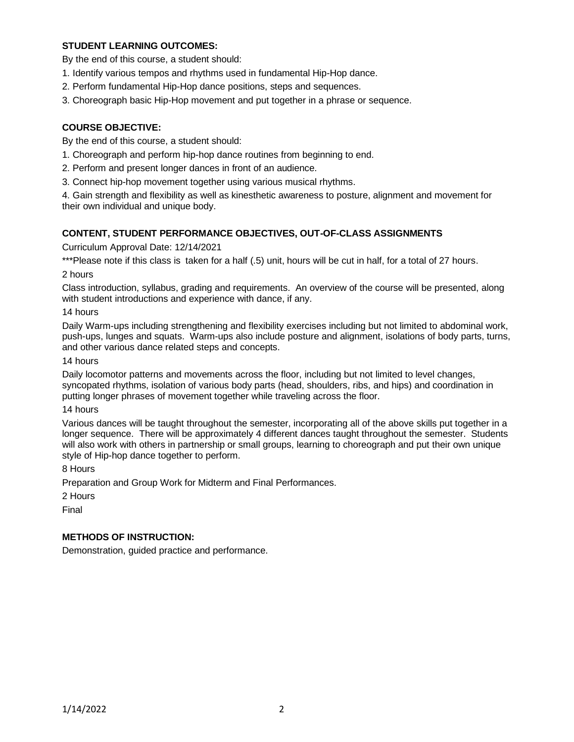**STUDENT LEARNING OUTCOMES:**

By the end of this course, a student should:

1. Identify various tempos and rhythms used in fundamental Hip-Hop dance.
2. Perform fundamental Hip-Hop dance positions, steps and sequences.
3. Choreograph basic Hip-Hop movement and put together in a phrase or sequence.

**COURSE OBJECTIVE:**

By the end of this course, a student should:

1. Choreograph and perform hip-hop dance routines from beginning to end.
2. Perform and present longer dances in front of an audience.
3. Connect hip-hop movement together using various musical rhythms.
4. Gain strength and flexibility as well as kinesthetic awareness to posture, alignment and movement for their own individual and unique body.

**CONTENT, STUDENT PERFORMANCE OBJECTIVES, OUT-OF-CLASS ASSIGNMENTS**

Curriculum Approval Date: 12/14/2021

***Please note if this class is taken for a half (.5) unit, hours will be cut in half, for a total of 27 hours.

2 hours

Class introduction, syllabus, grading and requirements. An overview of the course will be presented, along with student introductions and experience with dance, if any.

14 hours

Daily Warm-ups including strengthening and flexibility exercises including but not limited to abdominal work, push-ups, lunges and squats. Warm-ups also include posture and alignment, isolations of body parts, turns, and other various dance related steps and concepts.

14 hours

Daily locomotor patterns and movements across the floor, including but not limited to level changes, syncopated rhythms, isolation of various body parts (head, shoulders, ribs, and hips) and coordination in putting longer phrases of movement together while traveling across the floor.

14 hours

Various dances will be taught throughout the semester, incorporating all of the above skills put together in a longer sequence. There will be approximately 4 different dances taught throughout the semester. Students will also work with others in partnership or small groups, learning to choreograph and put their own unique style of Hip-hop dance together to perform.

8 Hours

Preparation and Group Work for Midterm and Final Performances.

2 Hours

Final

**METHODS OF INSTRUCTION:**

Demonstration, guided practice and performance.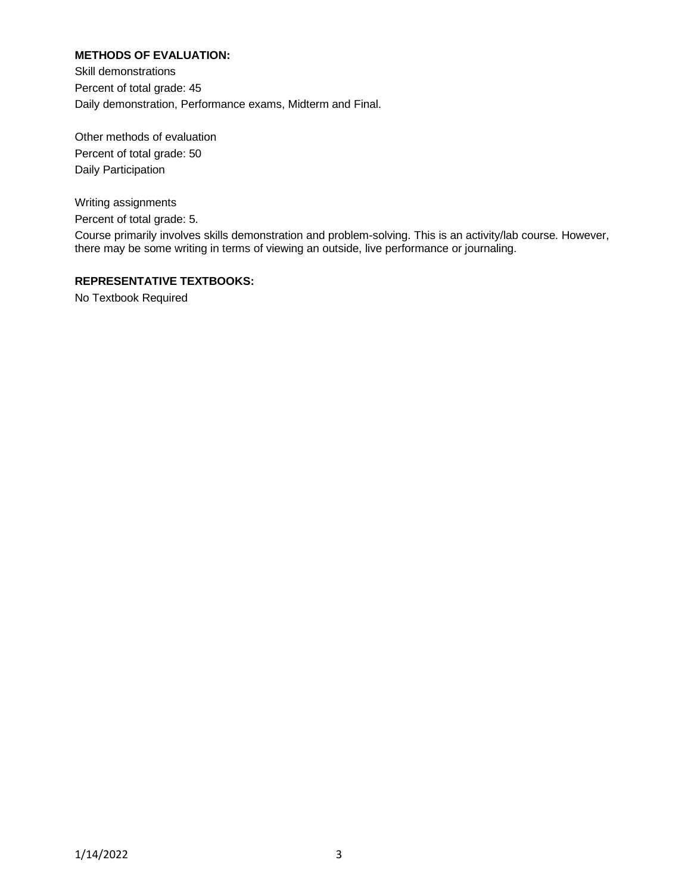**METHODS OF EVALUATION:**

Skill demonstrations

Percent of total grade: 45

Daily demonstration, Performance exams, Midterm and Final.

Other methods of evaluation

Percent of total grade: 50

Daily Participation

Writing assignments

Percent of total grade: 5.

Course primarily involves skills demonstration and problem-solving. This is an activity/lab course. However, there may be some writing in terms of viewing an outside, live performance or journaling.

**REPRESENTATIVE TEXTBOOKS:**

No Textbook Required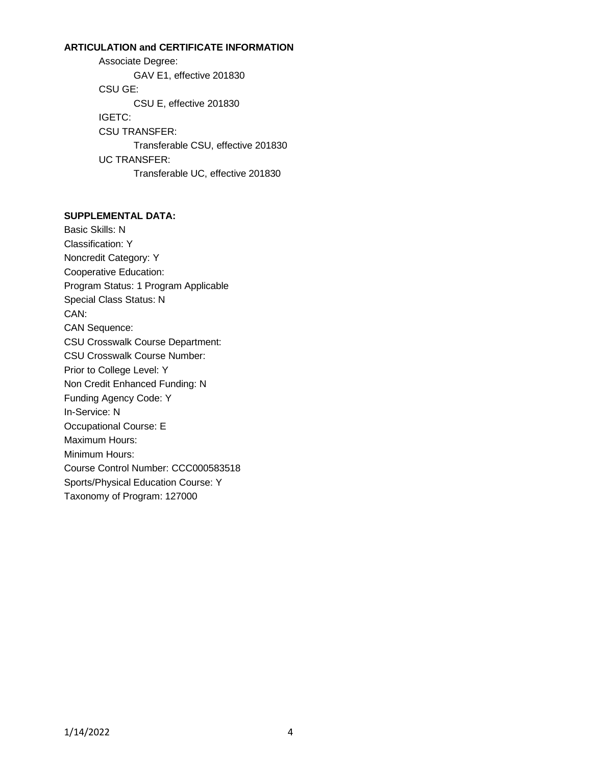**ARTICULATION and CERTIFICATE INFORMATION**

Associate Degree:

GAV E1, effective 201830

CSU GE:

CSU E, effective 201830

IGETC:

CSU TRANSFER:

Transferable CSU, effective 201830

UC TRANSFER:

Transferable UC, effective 201830

**SUPPLEMENTAL DATA:**

Basic Skills: N
Classification: Y
Noncredit Category: Y
Cooperative Education:
Program Status: 1 Program Applicable
Special Class Status: N
CAN:
CAN Sequence:
CSU Crosswalk Course Department:
CSU Crosswalk Course Number:
Prior to College Level: Y
Non Credit Enhanced Funding: N
Funding Agency Code: Y
In-Service: N
Occupational Course: E
Maximum Hours:
Minimum Hours:
Course Control Number: CCC000583518
Sports/Physical Education Course: Y
Taxonomy of Program: 127000